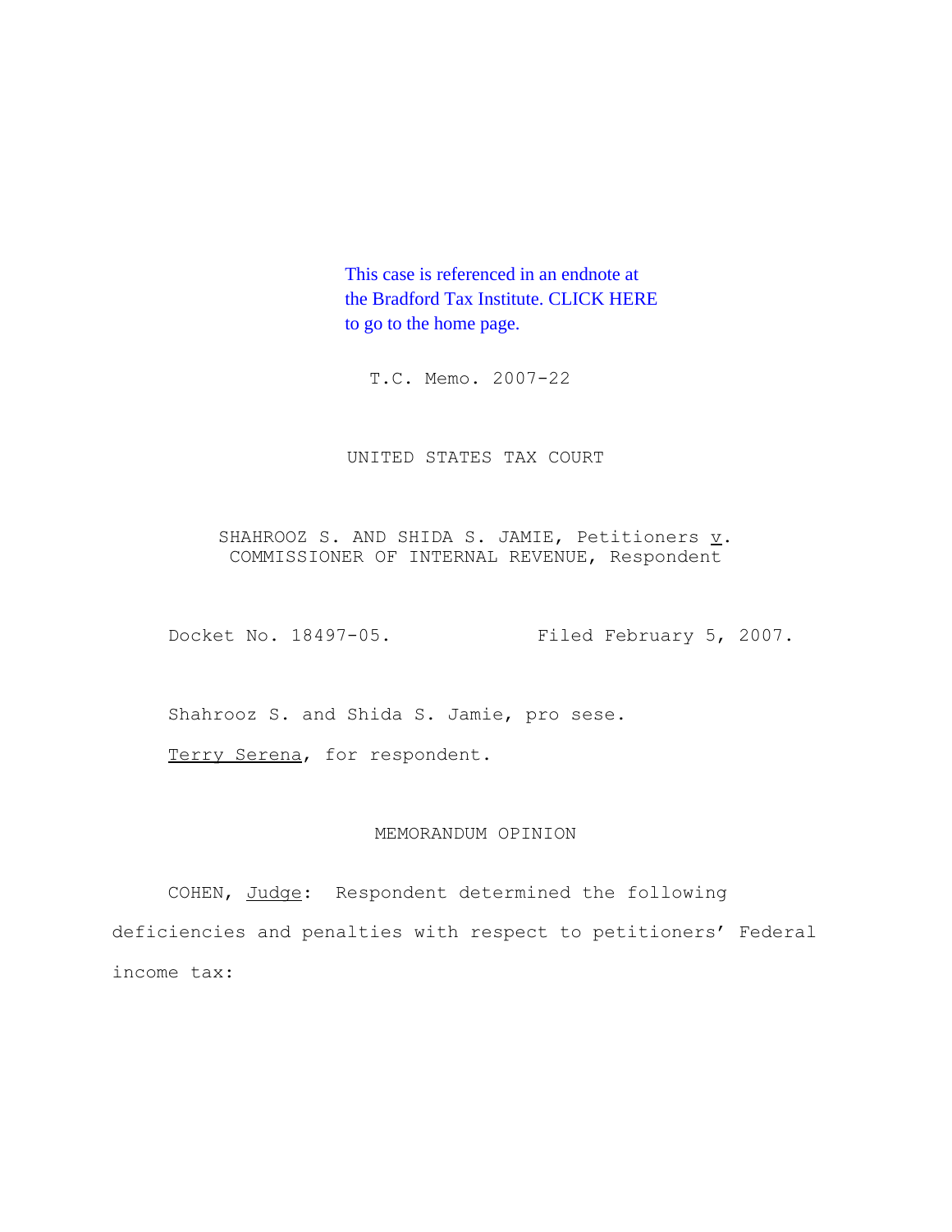This case is referenced in an endnote at the Bradford Tax Institute. CLICK HERE to go to the home page.

T.C. Memo. 2007-22

UNITED STATES TAX COURT

SHAHROOZ S. AND SHIDA S. JAMIE, Petitioners *v*. COMMISSIONER OF INTERNAL REVENUE, Respondent

Docket No. 18497-05. Filed February 5, 2007.

Shahrooz S. and Shida S. Jamie, pro sese.

Terry Serena, for respondent.

MEMORANDUM OPINION

COHEN, *Judge*: Respondent determined the following deficiencies and penalties with respect to petitioners' Federal income tax: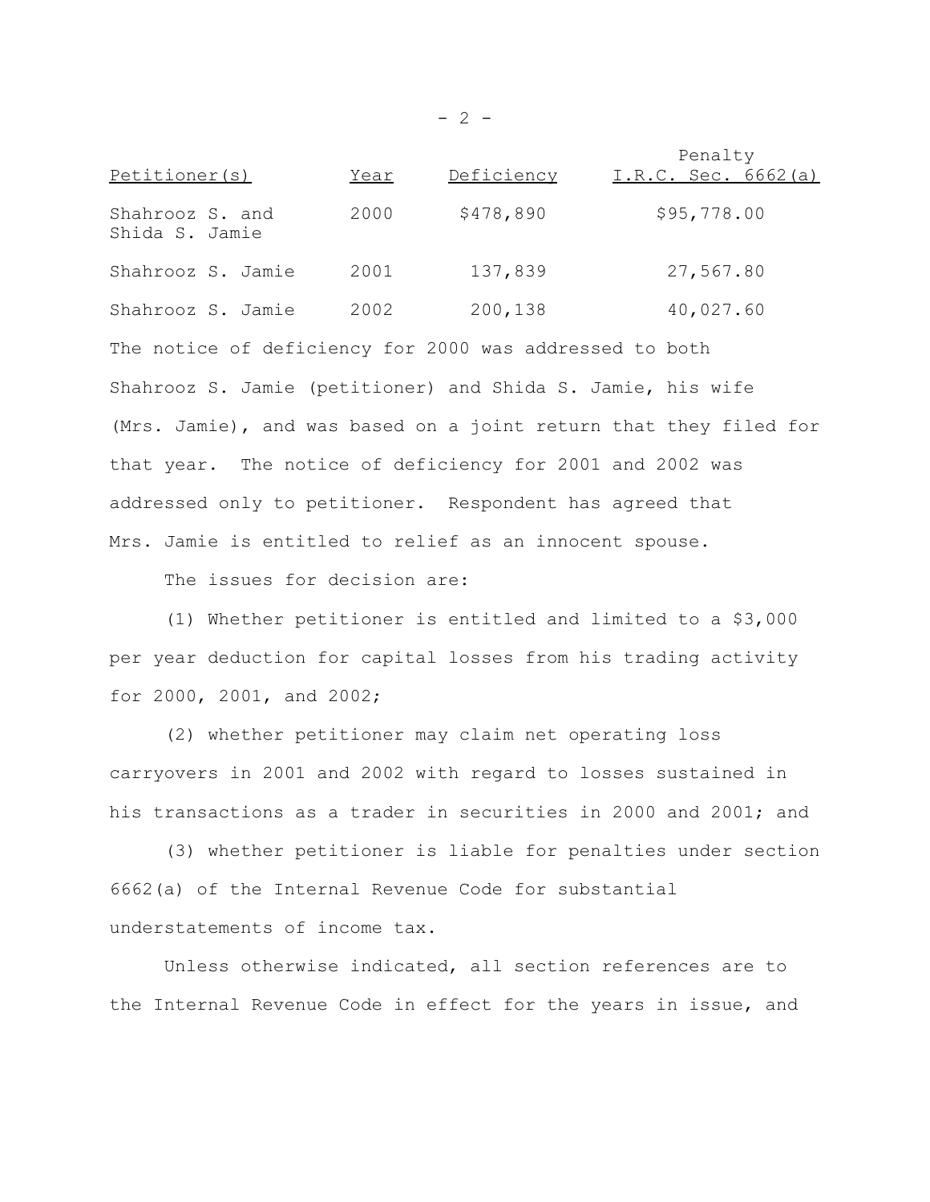| Petitioner(s) | Year | Deficiency | Penalty I.R.C. Sec. 6662(a) |
|---|---|---|---|
| Shahrooz S. and Shida S. Jamie | 2000 | $478,890 | $95,778.00 |
| Shahrooz S. Jamie | 2001 | 137,839 | 27,567.80 |
| Shahrooz S. Jamie | 2002 | 200,138 | 40,027.60 |

The notice of deficiency for 2000 was addressed to both Shahrooz S. Jamie (petitioner) and Shida S. Jamie, his wife (Mrs. Jamie), and was based on a joint return that they filed for that year. The notice of deficiency for 2001 and 2002 was addressed only to petitioner. Respondent has agreed that Mrs. Jamie is entitled to relief as an innocent spouse.

The issues for decision are:

(1) Whether petitioner is entitled and limited to a $3,000 per year deduction for capital losses from his trading activity for 2000, 2001, and 2002;

(2) whether petitioner may claim net operating loss carryovers in 2001 and 2002 with regard to losses sustained in his transactions as a trader in securities in 2000 and 2001; and

(3) whether petitioner is liable for penalties under section 6662(a) of the Internal Revenue Code for substantial understatements of income tax.

Unless otherwise indicated, all section references are to the Internal Revenue Code in effect for the years in issue, and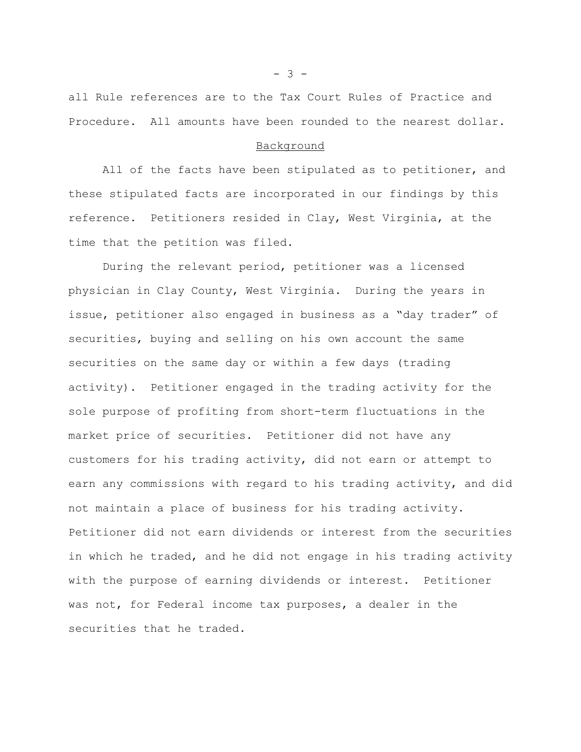all Rule references are to the Tax Court Rules of Practice and Procedure. All amounts have been rounded to the nearest dollar.

## Background

All of the facts have been stipulated as to petitioner, and these stipulated facts are incorporated in our findings by this reference. Petitioners resided in Clay, West Virginia, at the time that the petition was filed.

During the relevant period, petitioner was a licensed physician in Clay County, West Virginia. During the years in issue, petitioner also engaged in business as a "day trader" of securities, buying and selling on his own account the same securities on the same day or within a few days (trading activity). Petitioner engaged in the trading activity for the sole purpose of profiting from short-term fluctuations in the market price of securities. Petitioner did not have any customers for his trading activity, did not earn or attempt to earn any commissions with regard to his trading activity, and did not maintain a place of business for his trading activity. Petitioner did not earn dividends or interest from the securities in which he traded, and he did not engage in his trading activity with the purpose of earning dividends or interest. Petitioner was not, for Federal income tax purposes, a dealer in the securities that he traded.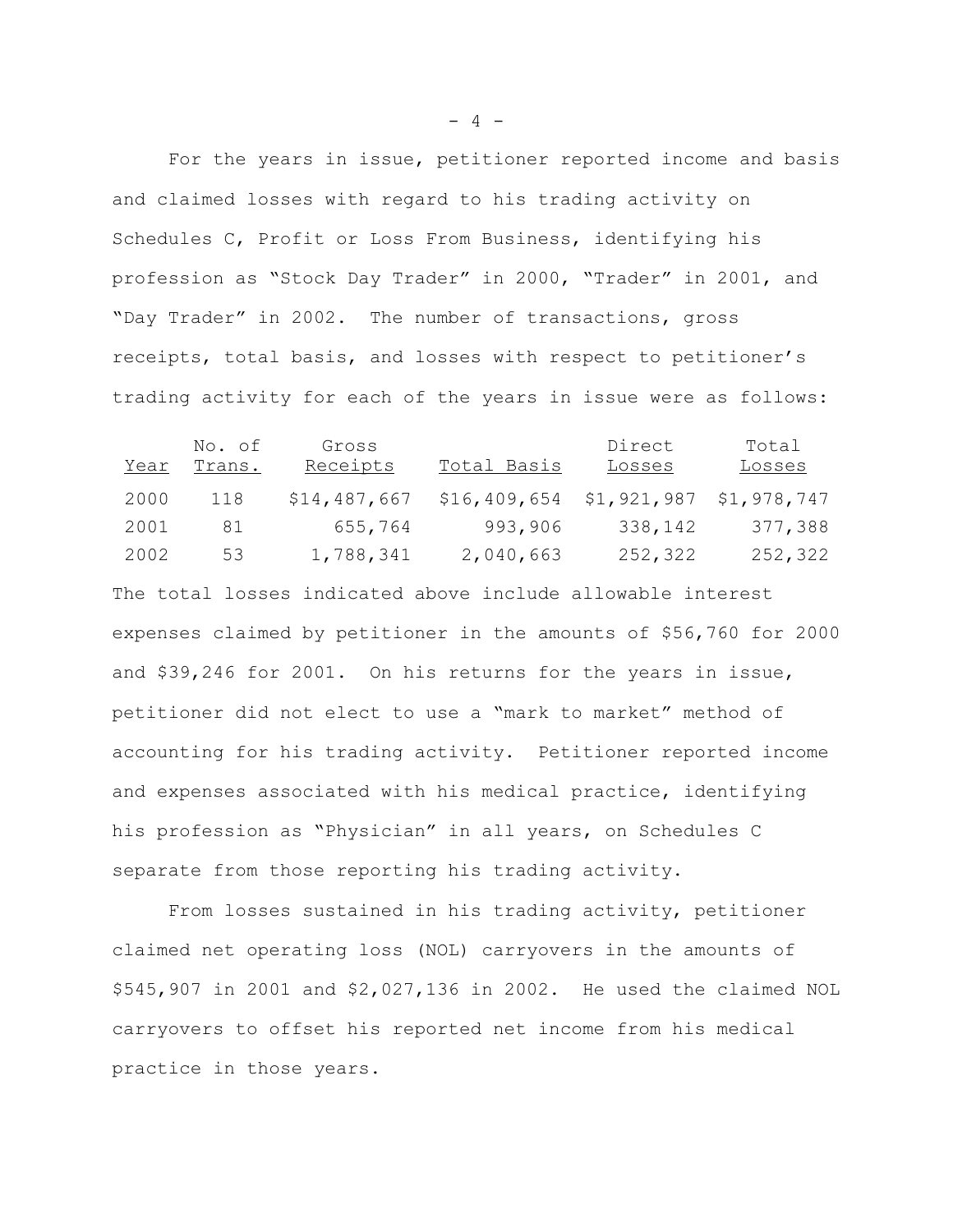For the years in issue, petitioner reported income and basis and claimed losses with regard to his trading activity on Schedules C, Profit or Loss From Business, identifying his profession as "Stock Day Trader" in 2000, "Trader" in 2001, and "Day Trader" in 2002. The number of transactions, gross receipts, total basis, and losses with respect to petitioner's trading activity for each of the years in issue were as follows:

| Year | No. of Trans. | Gross Receipts | Total Basis | Direct Losses | Total Losses |
|---|---|---|---|---|---|
| 2000 | 118 | $14,487,667 | $16,409,654 | $1,921,987 | $1,978,747 |
| 2001 | 81 | 655,764 | 993,906 | 338,142 | 377,388 |
| 2002 | 53 | 1,788,341 | 2,040,663 | 252,322 | 252,322 |

The total losses indicated above include allowable interest expenses claimed by petitioner in the amounts of $56,760 for 2000 and $39,246 for 2001. On his returns for the years in issue, petitioner did not elect to use a "mark to market" method of accounting for his trading activity. Petitioner reported income and expenses associated with his medical practice, identifying his profession as "Physician" in all years, on Schedules C separate from those reporting his trading activity.

From losses sustained in his trading activity, petitioner claimed net operating loss (NOL) carryovers in the amounts of $545,907 in 2001 and $2,027,136 in 2002. He used the claimed NOL carryovers to offset his reported net income from his medical practice in those years.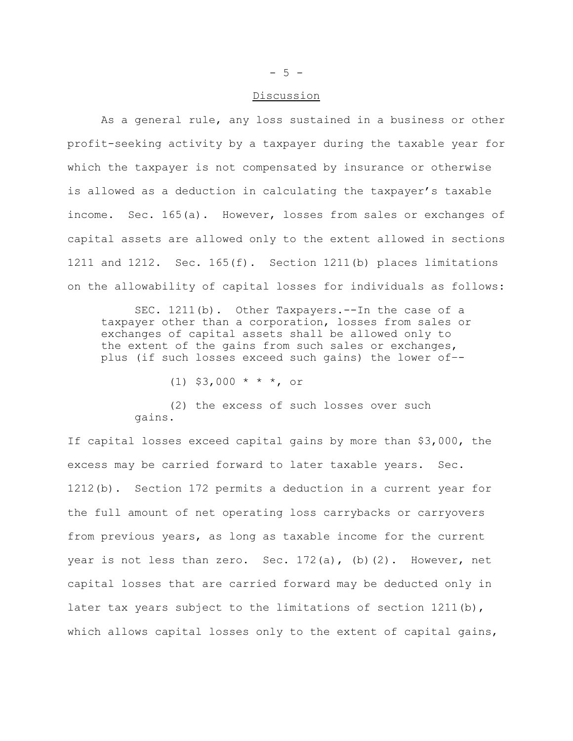## Discussion

As a general rule, any loss sustained in a business or other profit-seeking activity by a taxpayer during the taxable year for which the taxpayer is not compensated by insurance or otherwise is allowed as a deduction in calculating the taxpayer's taxable income. Sec. 165(a). However, losses from sales or exchanges of capital assets are allowed only to the extent allowed in sections 1211 and 1212. Sec. 165(f). Section 1211(b) places limitations on the allowability of capital losses for individuals as follows:

> SEC. 1211(b). Other Taxpayers.--In the case of a taxpayer other than a corporation, losses from sales or exchanges of capital assets shall be allowed only to the extent of the gains from such sales or exchanges, plus (if such losses exceed such gains) the lower of--
>
> (1) $3,000 * * *, or
>
> (2) the excess of such losses over such gains.

If capital losses exceed capital gains by more than $3,000, the excess may be carried forward to later taxable years. Sec. 1212(b). Section 172 permits a deduction in a current year for the full amount of net operating loss carrybacks or carryovers from previous years, as long as taxable income for the current year is not less than zero. Sec. 172(a), (b)(2). However, net capital losses that are carried forward may be deducted only in later tax years subject to the limitations of section 1211(b), which allows capital losses only to the extent of capital gains,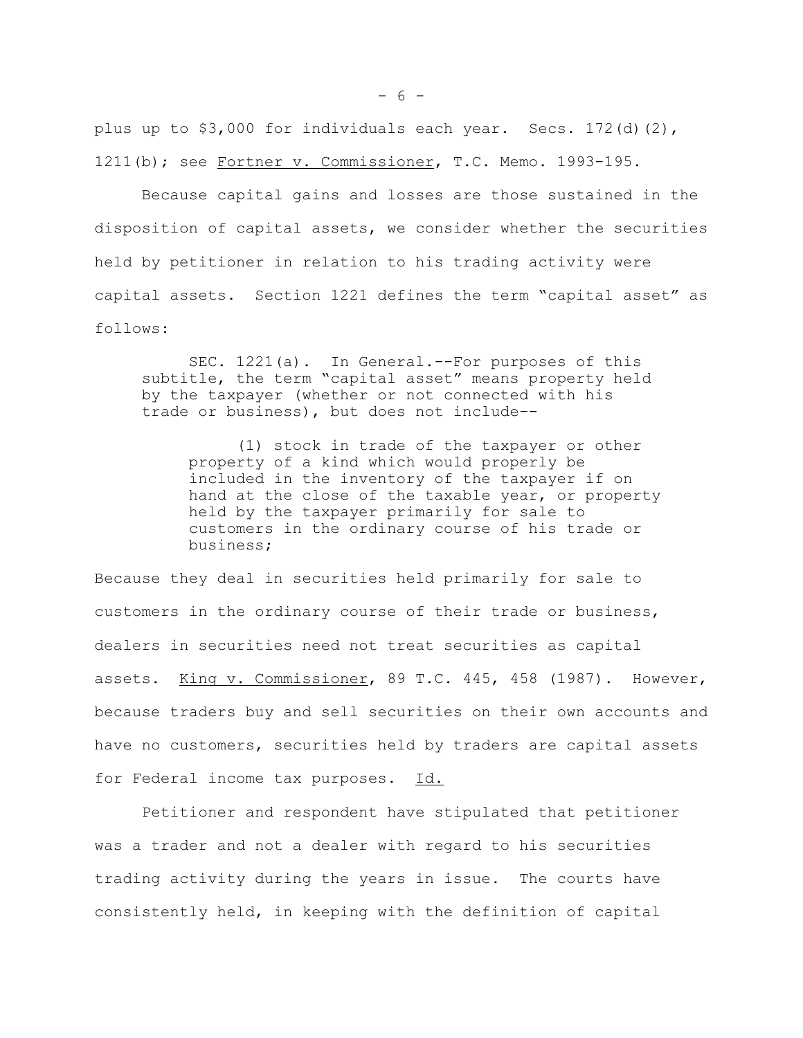plus up to $3,000 for individuals each year. Secs. 172(d)(2), 1211(b); see Fortner v. Commissioner, T.C. Memo. 1993-195.

Because capital gains and losses are those sustained in the disposition of capital assets, we consider whether the securities held by petitioner in relation to his trading activity were capital assets. Section 1221 defines the term "capital asset" as follows:

> SEC. 1221(a). In General.--For purposes of this subtitle, the term "capital asset" means property held by the taxpayer (whether or not connected with his trade or business), but does not include--
>
> > (1) stock in trade of the taxpayer or other property of a kind which would properly be included in the inventory of the taxpayer if on hand at the close of the taxable year, or property held by the taxpayer primarily for sale to customers in the ordinary course of his trade or business;

Because they deal in securities held primarily for sale to customers in the ordinary course of their trade or business, dealers in securities need not treat securities as capital assets. King v. Commissioner, 89 T.C. 445, 458 (1987). However, because traders buy and sell securities on their own accounts and have no customers, securities held by traders are capital assets for Federal income tax purposes. Id.

Petitioner and respondent have stipulated that petitioner was a trader and not a dealer with regard to his securities trading activity during the years in issue. The courts have consistently held, in keeping with the definition of capital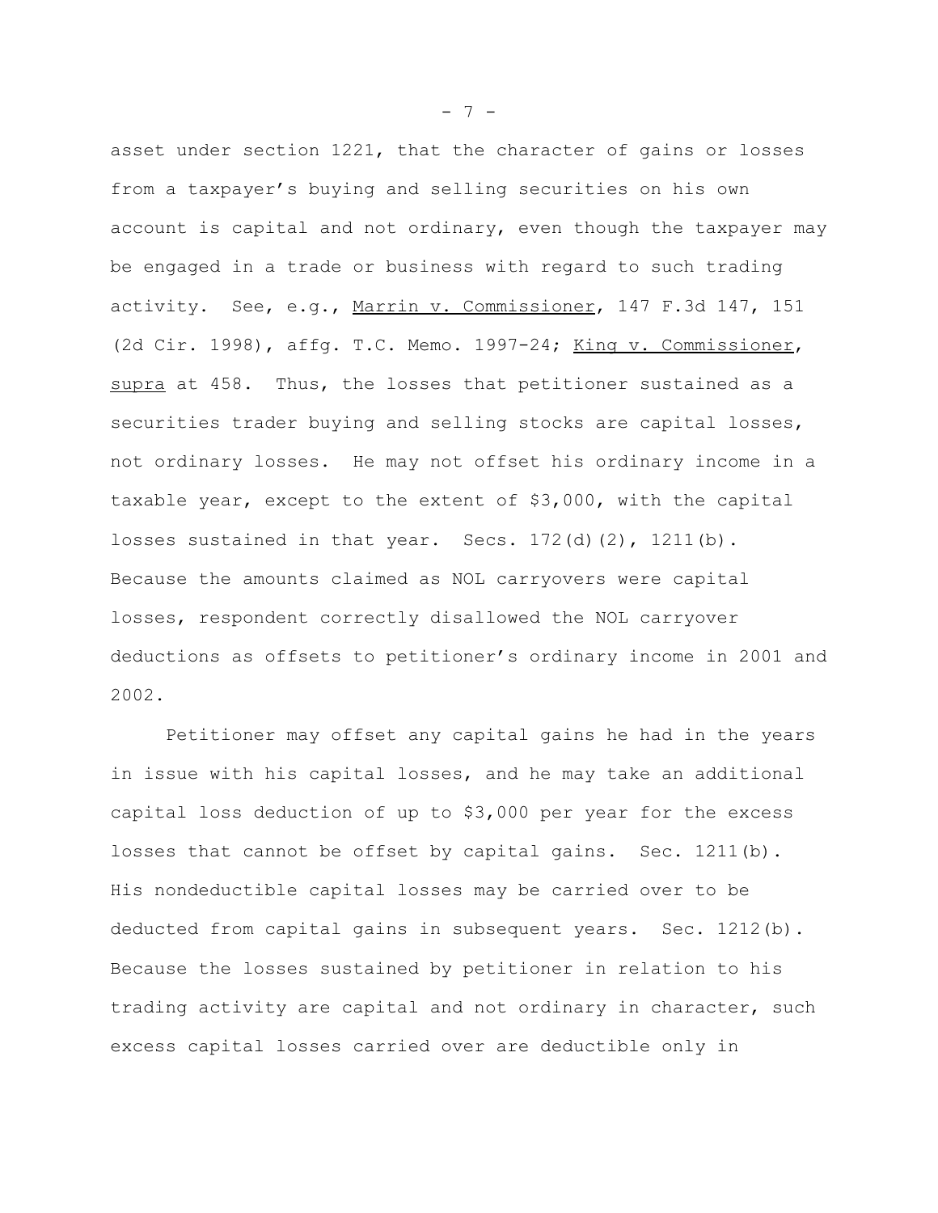asset under section 1221, that the character of gains or losses from a taxpayer's buying and selling securities on his own account is capital and not ordinary, even though the taxpayer may be engaged in a trade or business with regard to such trading activity. See, e.g., Marrin v. Commissioner, 147 F.3d 147, 151 (2d Cir. 1998), affg. T.C. Memo. 1997-24; King v. Commissioner, supra at 458. Thus, the losses that petitioner sustained as a securities trader buying and selling stocks are capital losses, not ordinary losses. He may not offset his ordinary income in a taxable year, except to the extent of $3,000, with the capital losses sustained in that year. Secs. 172(d)(2), 1211(b). Because the amounts claimed as NOL carryovers were capital losses, respondent correctly disallowed the NOL carryover deductions as offsets to petitioner's ordinary income in 2001 and 2002.

Petitioner may offset any capital gains he had in the years in issue with his capital losses, and he may take an additional capital loss deduction of up to $3,000 per year for the excess losses that cannot be offset by capital gains. Sec. 1211(b). His nondeductible capital losses may be carried over to be deducted from capital gains in subsequent years. Sec. 1212(b). Because the losses sustained by petitioner in relation to his trading activity are capital and not ordinary in character, such excess capital losses carried over are deductible only in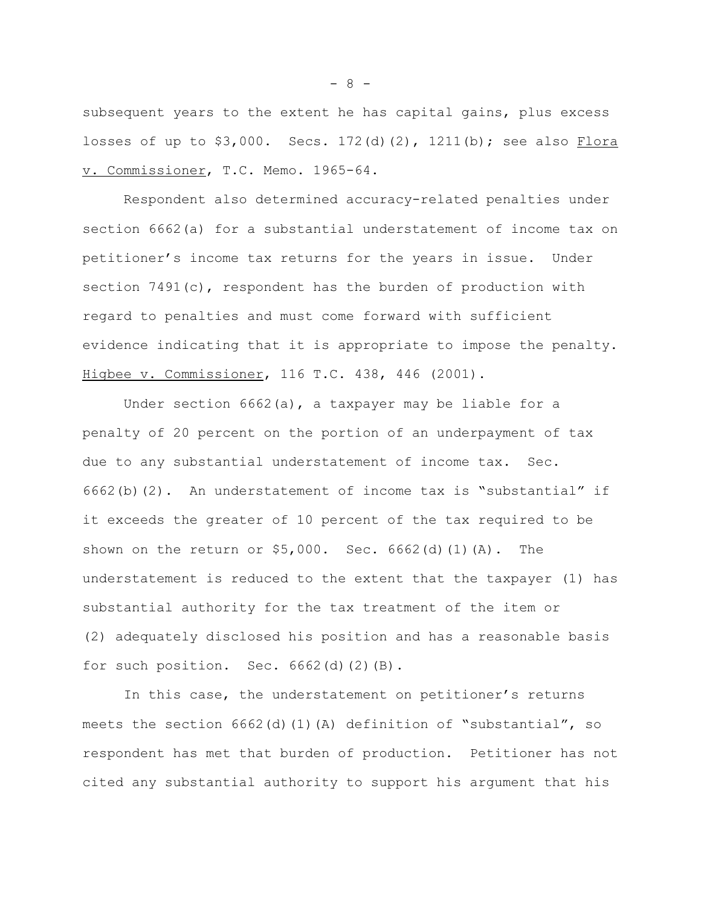subsequent years to the extent he has capital gains, plus excess losses of up to $3,000. Secs. 172(d)(2), 1211(b); see also Flora v. Commissioner, T.C. Memo. 1965-64.

Respondent also determined accuracy-related penalties under section 6662(a) for a substantial understatement of income tax on petitioner's income tax returns for the years in issue. Under section 7491(c), respondent has the burden of production with regard to penalties and must come forward with sufficient evidence indicating that it is appropriate to impose the penalty. Higbee v. Commissioner, 116 T.C. 438, 446 (2001).

Under section 6662(a), a taxpayer may be liable for a penalty of 20 percent on the portion of an underpayment of tax due to any substantial understatement of income tax. Sec. 6662(b)(2). An understatement of income tax is "substantial" if it exceeds the greater of 10 percent of the tax required to be shown on the return or $5,000. Sec. 6662(d)(1)(A). The understatement is reduced to the extent that the taxpayer (1) has substantial authority for the tax treatment of the item or (2) adequately disclosed his position and has a reasonable basis for such position. Sec. 6662(d)(2)(B).

In this case, the understatement on petitioner's returns meets the section 6662(d)(1)(A) definition of "substantial", so respondent has met that burden of production. Petitioner has not cited any substantial authority to support his argument that his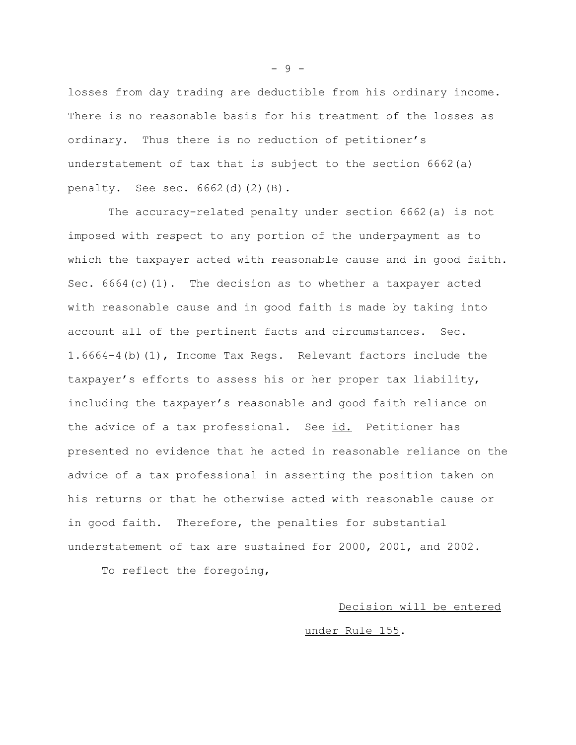losses from day trading are deductible from his ordinary income. There is no reasonable basis for his treatment of the losses as ordinary. Thus there is no reduction of petitioner's understatement of tax that is subject to the section 6662(a) penalty. See sec. 6662(d)(2)(B).

The accuracy-related penalty under section 6662(a) is not imposed with respect to any portion of the underpayment as to which the taxpayer acted with reasonable cause and in good faith. Sec. 6664(c)(1). The decision as to whether a taxpayer acted with reasonable cause and in good faith is made by taking into account all of the pertinent facts and circumstances. Sec. 1.6664-4(b)(1), Income Tax Regs. Relevant factors include the taxpayer's efforts to assess his or her proper tax liability, including the taxpayer's reasonable and good faith reliance on the advice of a tax professional. See id. Petitioner has presented no evidence that he acted in reasonable reliance on the advice of a tax professional in asserting the position taken on his returns or that he otherwise acted with reasonable cause or in good faith. Therefore, the penalties for substantial understatement of tax are sustained for 2000, 2001, and 2002.

To reflect the foregoing,

Decision will be entered under Rule 155.